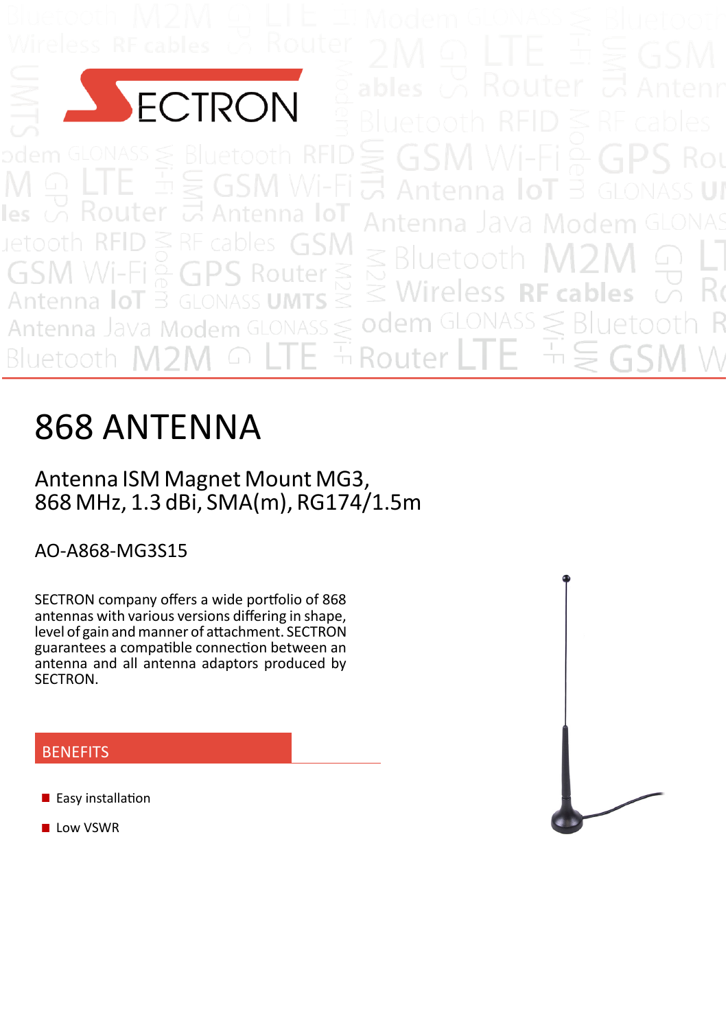# 868 ANTENNA

## Antenna ISM Magnet Mount MG3, 868 MHz, 1.3 dBi, SMA(m), RG174/1.5m

AO-A868-MG3S15

SECTRON company offers a wide portfolio of 868 antennas with various versions differing in shape, level of gain and manner of attachment. SECTRON guarantees a compatible connection between an antenna and all antenna adaptors produced by SECTRON.

## BENEFITS

- Easy installation
- Low VSWR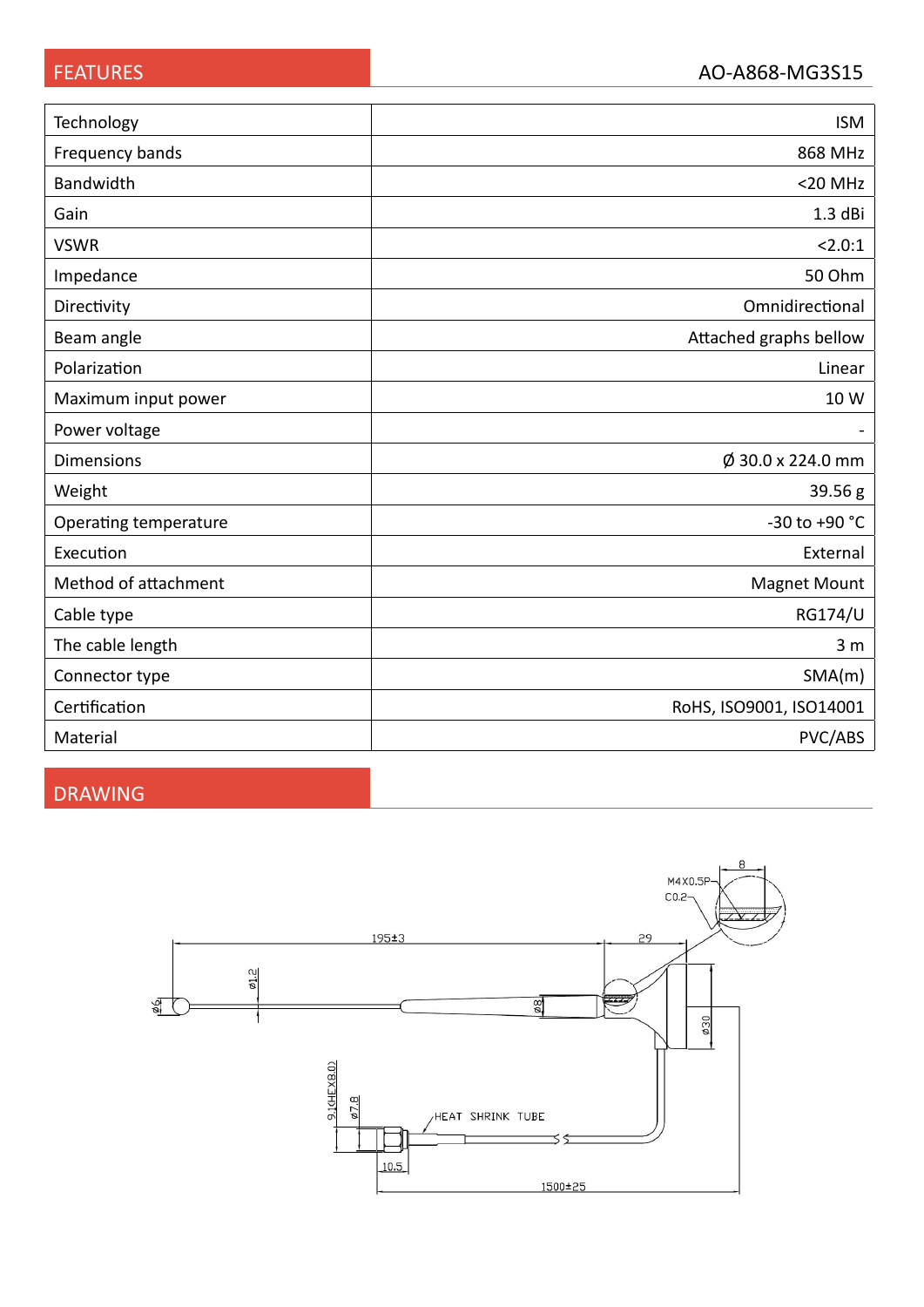## FEATURES

AO-A868-MG3S15

| | |
|---|---|
| Technology | ISM |
| Frequency bands | 868 MHz |
| Bandwidth | <20 MHz |
| Gain | 1.3 dBi |
| VSWR | <2.0:1 |
| Impedance | 50 Ohm |
| Directivity | Omnidirectional |
| Beam angle | Attached graphs bellow |
| Polarization | Linear |
| Maximum input power | 10 W |
| Power voltage | - |
| Dimensions | Ø 30.0 x 224.0 mm |
| Weight | 39.56 g |
| Operating temperature | -30 to +90 °C |
| Execution | External |
| Method of attachment | Magnet Mount |
| Cable type | RG174/U |
| The cable length | 3 m |
| Connector type | SMA(m) |
| Certification | RoHS, ISO9001, ISO14001 |
| Material | PVC/ABS |

## DRAWING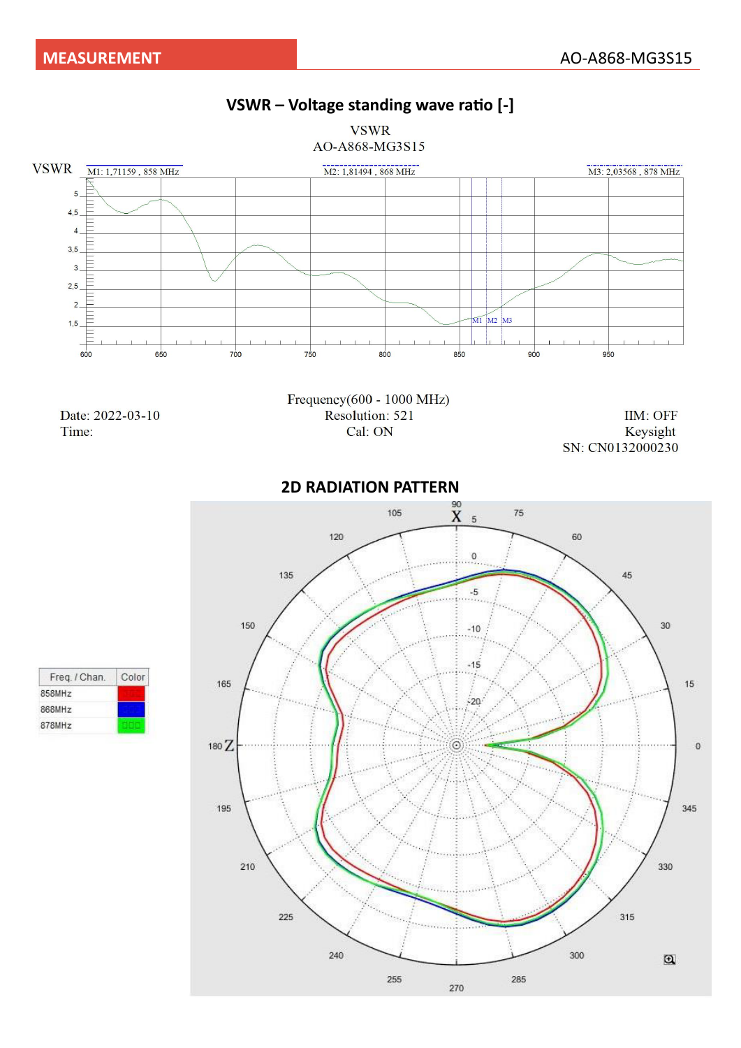## VSWR – Voltage standing wave ratio [-]

VSWR
AO-A868-MG3S15

M1: 1,71159 , 858 MHz

M2: 1,81494 , 868 MHz

M3: 2,03568 , 878 MHz

Frequency(600 - 1000 MHz)
Resolution: 521
Cal: ON

Date: 2022-03-10
Time:

IIM: OFF
Keysight
SN: CN0132000230

## 2D RADIATION PATTERN

| Freq. / Chan. | Color |
|---|---|
| 858MHz | Red |
| 868MHz | Blue |
| 878MHz | Green |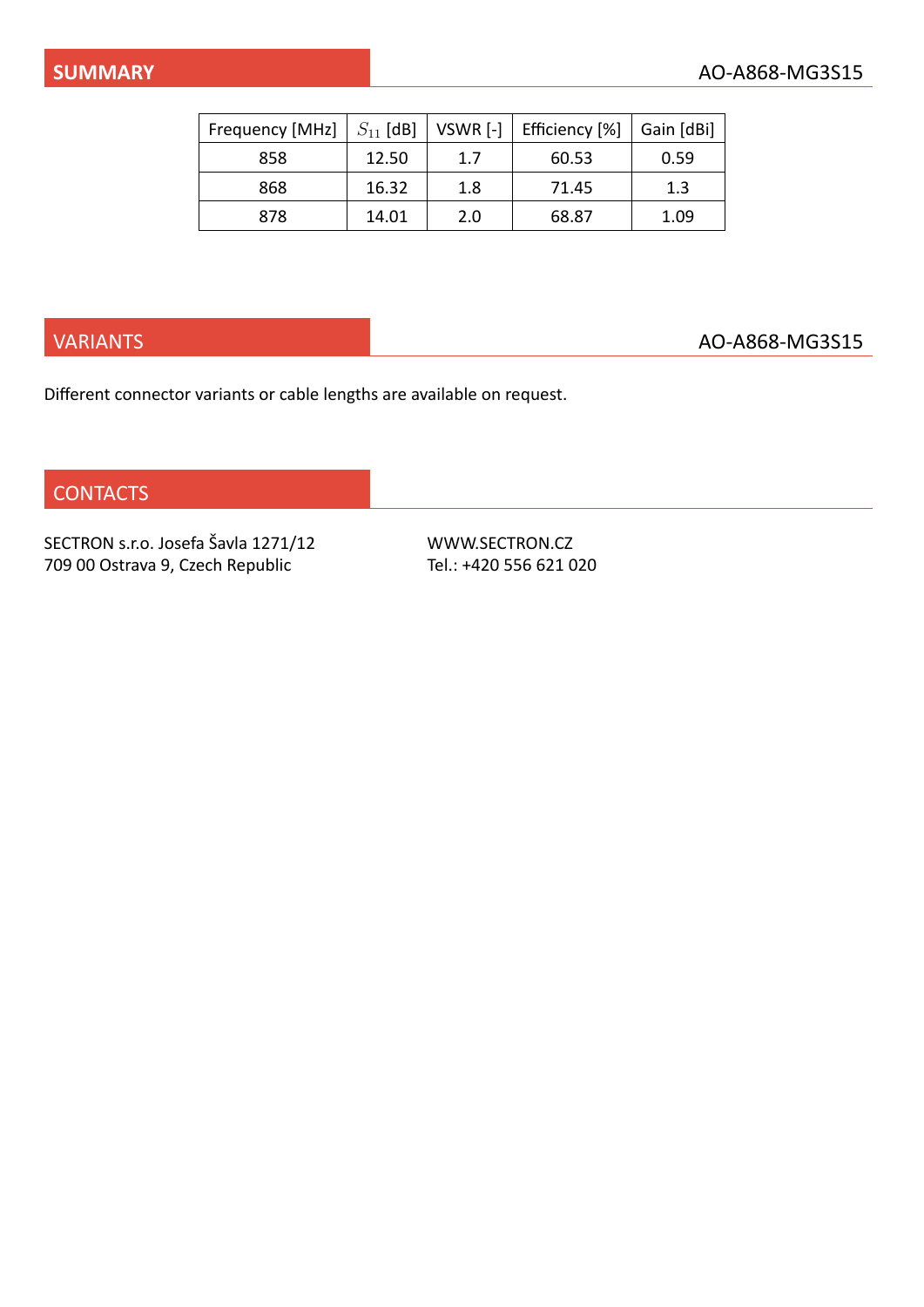## SUMMARY

AO-A868-MG3S15

| Frequency [MHz] | $S_{11}$ [dB] | VSWR [-] | Efficiency [%] | Gain [dBi] |
|---|---|---|---|---|
| 858 | 12.50 | 1.7 | 60.53 | 0.59 |
| 868 | 16.32 | 1.8 | 71.45 | 1.3 |
| 878 | 14.01 | 2.0 | 68.87 | 1.09 |

## VARIANTS

AO-A868-MG3S15

Different connector variants or cable lengths are available on request.

## CONTACTS

SECTRON s.r.o. Josefa Šavla 1271/12
709 00 Ostrava 9, Czech Republic

WWW.SECTRON.CZ
Tel.: +420 556 621 020